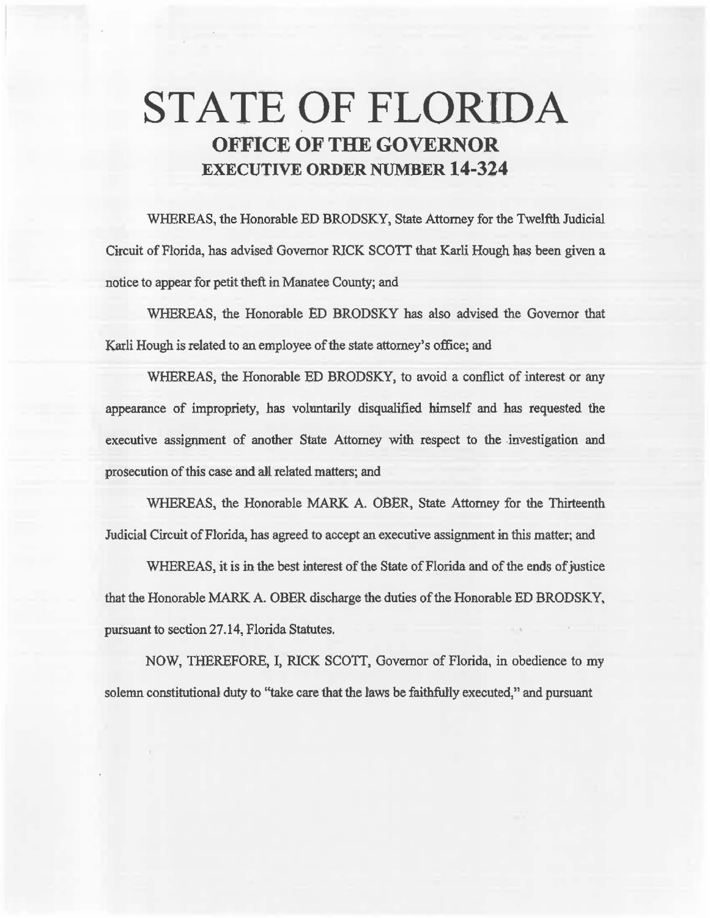# STATE OF FLORIDA

## OFFICE OF THE GOVERNOR

## EXECUTIVE ORDER NUMBER 14-324

WHEREAS, the Honorable ED BRODSKY, State Attorney for the Twelfth Judicial Circuit of Florida, has advised Governor RICK SCOTT that Karli Hough has been given a notice to appear for petit theft in Manatee County; and

WHEREAS, the Honorable ED BRODSKY has also advised the Governor that Karli Hough is related to an employee of the state attorney's office; and

WHEREAS, the Honorable ED BRODSKY, to avoid a conflict of interest or any appearance of impropriety, has voluntarily disqualified himself and has requested the executive assignment of another State Attorney with respect to the investigation and prosecution of this case and all related matters; and

WHEREAS, the Honorable MARK A. OBER, State Attorney for the Thirteenth Judicial Circuit of Florida, has agreed to accept an executive assignment in this matter; and

WHEREAS, it is in the best interest of the State of Florida and of the ends of justice that the Honorable MARK A. OBER discharge the duties of the Honorable ED BRODSKY, pursuant to section 27.14, Florida Statutes.

NOW, THEREFORE, I, RICK SCOTT, Governor of Florida, in obedience to my solemn constitutional duty to "take care that the laws be faithfully executed," and pursuant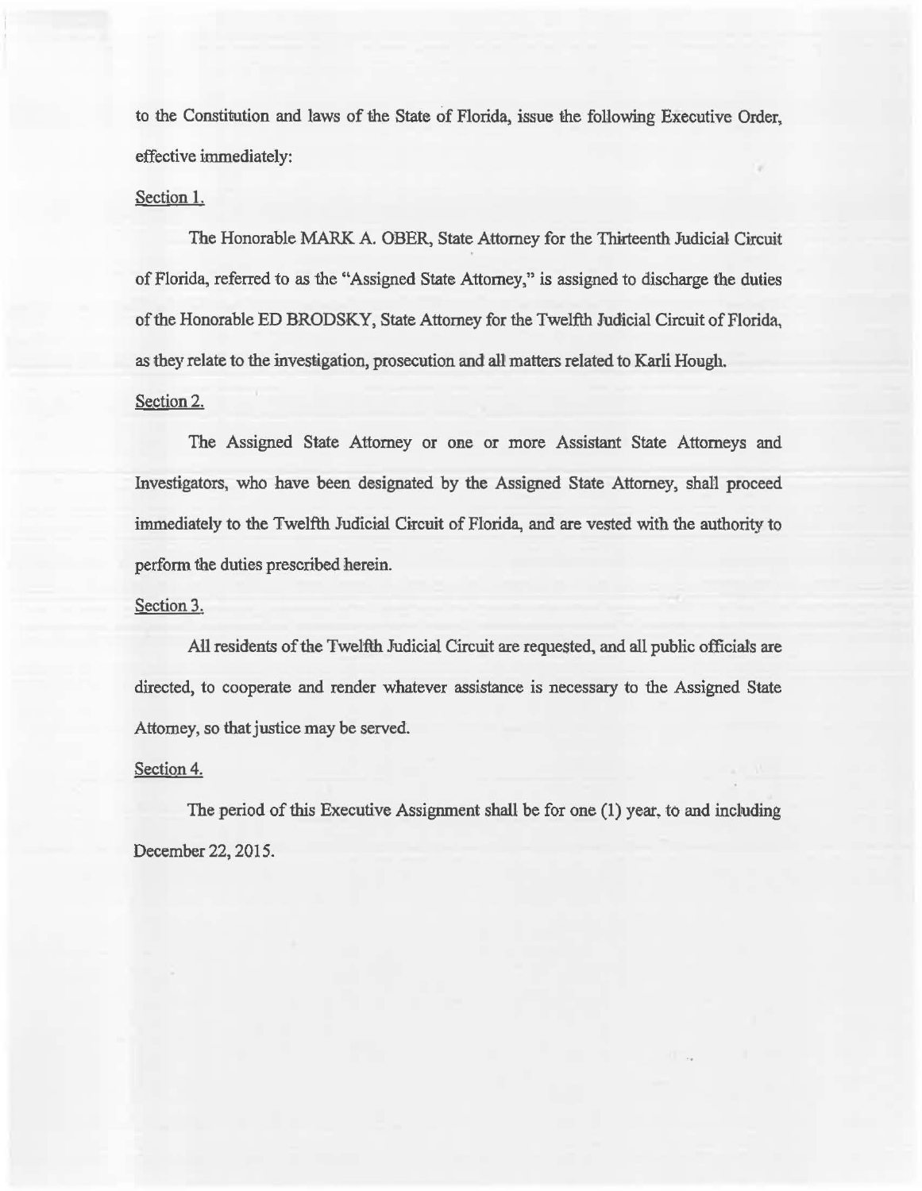to the Constitution and laws of the State of Florida, issue the following Executive Order, effective immediately:

Section 1.

The Honorable MARK A. OBER, State Attorney for the Thirteenth Judicial Circuit of Florida, referred to as the "Assigned State Attorney," is assigned to discharge the duties of the Honorable ED BRODSKY, State Attorney for the Twelfth Judicial Circuit of Florida, as they relate to the investigation, prosecution and all matters related to Karli Hough.

Section 2.

The Assigned State Attorney or one or more Assistant State Attorneys and Investigators, who have been designated by the Assigned State Attorney, shall proceed immediately to the Twelfth Judicial Circuit of Florida, and are vested with the authority to perform the duties prescribed herein.

Section 3.

All residents of the Twelfth Judicial Circuit are requested, and all public officials are directed, to cooperate and render whatever assistance is necessary to the Assigned State Attorney, so that justice may be served.

Section 4.

The period of this Executive Assignment shall be for one (1) year, to and including December 22, 2015.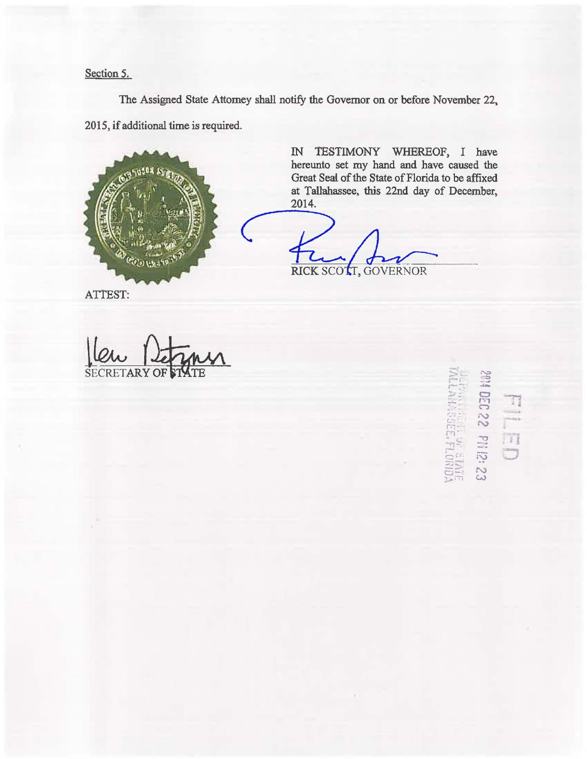Section 5.

The Assigned State Attorney shall notify the Governor on or before November 22, 2015, if additional time is required.

IN TESTIMONY WHEREOF, I have hereunto set my hand and have caused the Great Seal of the State of Florida to be affixed at Tallahassee, this 22nd day of December, 2014.

RICK SCOTT, GOVERNOR

ATTEST:

SECRETARY OF STATE

FILED

2014 DEC 22 PM 12: 23

DEPARTMENT OF STATE
TALLAHASSEE, FLORIDA